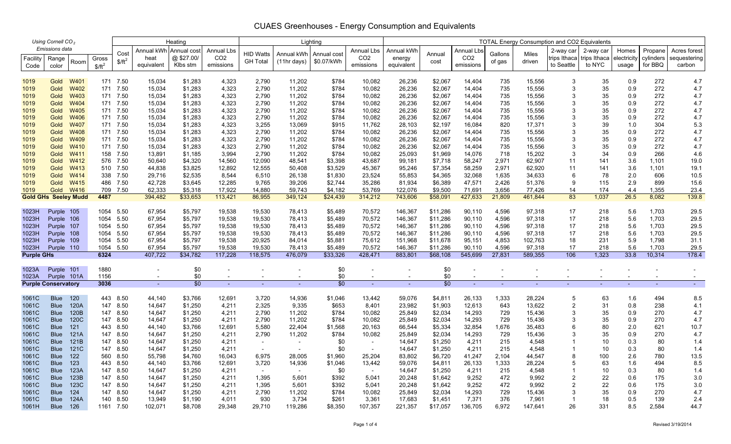# CUAES Greenhouses - Energy Consumption and Equivalents

| *Using Cornell $CO_2$ Emissions data* | | | | | Heating | | | | Lighting | | | | TOTAL Energy Consumption and CO2 Equivalents | | | | | | | | | | |
|---|---|---|---|---|---|---|---|---|---|---|---|---|---|---|---|---|---|---|---|---|---|---|---|
| Facility Code | Range color | Room | Gross $/ft^2$ | Cost $/ft^2$ | Annual kWh heat equivalent | Annual cost @ $27.00/ Klbs stm | Annual Lbs CO2 emissions | HID Watts GH Total | Annual kWh (11hr days) | Annual cost $0.07/kWh | Annual Lbs CO2 emissions | Annual kWh energy equivalent | Annual cost | Annual Lbs CO2 emissions | Gallons of gas | Miles driven | 2-way car trips Ithaca to Seattle | 2-way car trips Ithaca to NYC | Homes electricity usage | Propane cylinders for BBQ | Acres forest sequestering carbon |
| 1019 | Gold | W401 | 171 | 7.50 | 15,034 | $1,283 | 4,323 | 2,790 | 11,202 | $784 | 10,082 | 26,236 | $2,067 | 14,404 | 735 | 15,556 | 3 | 35 | 0.9 | 272 | 4.7 |
| 1019 | Gold | W402 | 171 | 7.50 | 15,034 | $1,283 | 4,323 | 2,790 | 11,202 | $784 | 10,082 | 26,236 | $2,067 | 14,404 | 735 | 15,556 | 3 | 35 | 0.9 | 272 | 4.7 |
| 1019 | Gold | W403 | 171 | 7.50 | 15,034 | $1,283 | 4,323 | 2,790 | 11,202 | $784 | 10,082 | 26,236 | $2,067 | 14,404 | 735 | 15,556 | 3 | 35 | 0.9 | 272 | 4.7 |
| 1019 | Gold | W404 | 171 | 7.50 | 15,034 | $1,283 | 4,323 | 2,790 | 11,202 | $784 | 10,082 | 26,236 | $2,067 | 14,404 | 735 | 15,556 | 3 | 35 | 0.9 | 272 | 4.7 |
| 1019 | Gold | W405 | 171 | 7.50 | 15,034 | $1,283 | 4,323 | 2,790 | 11,202 | $784 | 10,082 | 26,236 | $2,067 | 14,404 | 735 | 15,556 | 3 | 35 | 0.9 | 272 | 4.7 |
| 1019 | Gold | W406 | 171 | 7.50 | 15,034 | $1,283 | 4,323 | 2,790 | 11,202 | $784 | 10,082 | 26,236 | $2,067 | 14,404 | 735 | 15,556 | 3 | 35 | 0.9 | 272 | 4.7 |
| 1019 | Gold | W407 | 171 | 7.50 | 15,034 | $1,283 | 4,323 | 3,255 | 13,069 | $915 | 11,762 | 28,103 | $2,197 | 16,084 | 820 | 17,371 | 3 | 39 | 1.0 | 304 | 5.3 |
| 1019 | Gold | W408 | 171 | 7.50 | 15,034 | $1,283 | 4,323 | 2,790 | 11,202 | $784 | 10,082 | 26,236 | $2,067 | 14,404 | 735 | 15,556 | 3 | 35 | 0.9 | 272 | 4.7 |
| 1019 | Gold | W409 | 171 | 7.50 | 15,034 | $1,283 | 4,323 | 2,790 | 11,202 | $784 | 10,082 | 26,236 | $2,067 | 14,404 | 735 | 15,556 | 3 | 35 | 0.9 | 272 | 4.7 |
| 1019 | Gold | W410 | 171 | 7.50 | 15,034 | $1,283 | 4,323 | 2,790 | 11,202 | $784 | 10,082 | 26,236 | $2,067 | 14,404 | 735 | 15,556 | 3 | 35 | 0.9 | 272 | 4.7 |
| 1019 | Gold | W411 | 158 | 7.50 | 13,891 | $1,185 | 3,994 | 2,790 | 11,202 | $784 | 10,082 | 25,093 | $1,969 | 14,076 | 718 | 15,202 | 3 | 34 | 0.9 | 266 | 4.6 |
| 1019 | Gold | W412 | 576 | 7.50 | 50,640 | $4,320 | 14,560 | 12,090 | 48,541 | $3,398 | 43,687 | 99,181 | $7,718 | 58,247 | 2,971 | 62,907 | 11 | 141 | 3.6 | 1,101 | 19.0 |
| 1019 | Gold | W413 | 510 | 7.50 | 44,838 | $3,825 | 12,892 | 12,555 | 50,408 | $3,529 | 45,367 | 95,246 | $7,354 | 58,259 | 2,971 | 62,920 | 11 | 141 | 3.6 | 1,101 | 19.1 |
| 1019 | Gold | W414 | 338 | 7.50 | 29,716 | $2,535 | 8,544 | 6,510 | 26,138 | $1,830 | 23,524 | 55,853 | $4,365 | 32,068 | 1,635 | 34,633 | 6 | 78 | 2.0 | 606 | 10.5 |
| 1019 | Gold | W415 | 486 | 7.50 | 42,728 | $3,645 | 12,285 | 9,765 | 39,206 | $2,744 | 35,286 | 81,934 | $6,389 | 47,571 | 2,426 | 51,376 | 9 | 115 | 2.9 | 899 | 15.6 |
| 1019 | Gold | W416 | 709 | 7.50 | 62,333 | $5,318 | 17,922 | 14,880 | 59,743 | $4,182 | 53,769 | 122,076 | $9,500 | 71,691 | 3,656 | 77,426 | 14 | 174 | 4.4 | 1,355 | 23.4 |
| **Gold GHs Seeley Mudd** | | | **4487** | | 394,482 | $33,653 | 113,421 | 86,955 | 349,124 | $24,439 | 314,212 | 743,606 | $58,091 | 427,633 | 21,809 | 461,844 | 83 | 1,037 | 26.5 | 8,082 | 139.8 |
| 1023H | Purple | 105 | 1054 | 5.50 | 67,954 | $5,797 | 19,538 | 19,530 | 78,413 | $5,489 | 70,572 | 146,367 | $11,286 | 90,110 | 4,596 | 97,318 | 17 | 218 | 5.6 | 1,703 | 29.5 |
| 1023H | Purple | 106 | 1054 | 5.50 | 67,954 | $5,797 | 19,538 | 19,530 | 78,413 | $5,489 | 70,572 | 146,367 | $11,286 | 90,110 | 4,596 | 97,318 | 17 | 218 | 5.6 | 1,703 | 29.5 |
| 1023H | Purple | 107 | 1054 | 5.50 | 67,954 | $5,797 | 19,538 | 19,530 | 78,413 | $5,489 | 70,572 | 146,367 | $11,286 | 90,110 | 4,596 | 97,318 | 17 | 218 | 5.6 | 1,703 | 29.5 |
| 1023H | Purple | 108 | 1054 | 5.50 | 67,954 | $5,797 | 19,538 | 19,530 | 78,413 | $5,489 | 70,572 | 146,367 | $11,286 | 90,110 | 4,596 | 97,318 | 17 | 218 | 5.6 | 1,703 | 29.5 |
| 1023H | Purple | 109 | 1054 | 5.50 | 67,954 | $5,797 | 19,538 | 20,925 | 84,014 | $5,881 | 75,612 | 151,968 | $11,678 | 95,151 | 4,853 | 102,763 | 18 | 231 | 5.9 | 1,798 | 31.1 |
| 1023H | Purple | 110 | 1054 | 5.50 | 67,954 | $5,797 | 19,538 | 19,530 | 78,413 | $5,489 | 70,572 | 146,367 | $11,286 | 90,110 | 4,596 | 97,318 | 17 | 218 | 5.6 | 1,703 | 29.5 |
| **Purple GHs** | | | **6324** | | 407,722 | $34,782 | 117,228 | 118,575 | 476,079 | $33,326 | 428,471 | 883,801 | $68,108 | 545,699 | 27,831 | 589,355 | 106 | 1,323 | 33.8 | 10,314 | 178.4 |
| 1023A | Purple | 101 | 1880 | | - | $0 | - | - | - | $0 | - | - | $0 | - | - | - | - | - | - | - | - |
| 1023A | Purple | 101A | 1156 | | - | $0 | - | - | - | $0 | - | - | $0 | - | - | - | - | - | - | - | - |
| **Purple Conservatory** | | | **3036** | | - | $0 | - | - | - | $0 | - | - | $0 | - | - | - | - | - | - | - | - |
| 1061C | Blue | 120 | 443 | 8.50 | 44,140 | $3,766 | 12,691 | 3,720 | 14,936 | $1,046 | 13,442 | 59,076 | $4,811 | 26,133 | 1,333 | 28,224 | 5 | 63 | 1.6 | 494 | 8.5 |
| 1061C | Blue | 120A | 147 | 8.50 | 14,647 | $1,250 | 4,211 | 2,325 | 9,335 | $653 | 8,401 | 23,982 | $1,903 | 12,613 | 643 | 13,622 | 2 | 31 | 0.8 | 238 | 4.1 |
| 1061C | Blue | 120B | 147 | 8.50 | 14,647 | $1,250 | 4,211 | 2,790 | 11,202 | $784 | 10,082 | 25,849 | $2,034 | 14,293 | 729 | 15,436 | 3 | 35 | 0.9 | 270 | 4.7 |
| 1061C | Blue | 120C | 147 | 8.50 | 14,647 | $1,250 | 4,211 | 2,790 | 11,202 | $784 | 10,082 | 25,849 | $2,034 | 14,293 | 729 | 15,436 | 3 | 35 | 0.9 | 270 | 4.7 |
| 1061C | Blue | 121 | 443 | 8.50 | 44,140 | $3,766 | 12,691 | 5,580 | 22,404 | $1,568 | 20,163 | 66,544 | $5,334 | 32,854 | 1,676 | 35,483 | 6 | 80 | 2.0 | 621 | 10.7 |
| 1061C | Blue | 121A | 147 | 8.50 | 14,647 | $1,250 | 4,211 | 2,790 | 11,202 | $784 | 10,082 | 25,849 | $2,034 | 14,293 | 729 | 15,436 | 3 | 35 | 0.9 | 270 | 4.7 |
| 1061C | Blue | 121B | 147 | 8.50 | 14,647 | $1,250 | 4,211 | - | - | $0 | - | 14,647 | $1,250 | 4,211 | 215 | 4,548 | 1 | 10 | 0.3 | 80 | 1.4 |
| 1061C | Blue | 121C | 147 | 8.50 | 14,647 | $1,250 | 4,211 | - | - | $0 | - | 14,647 | $1,250 | 4,211 | 215 | 4,548 | 1 | 10 | 0.3 | 80 | 1.4 |
| 1061C | Blue | 122 | 560 | 8.50 | 55,798 | $4,760 | 16,043 | 6,975 | 28,005 | $1,960 | 25,204 | 83,802 | $6,720 | 41,247 | 2,104 | 44,547 | 8 | 100 | 2.6 | 780 | 13.5 |
| 1061C | Blue | 123 | 443 | 8.50 | 44,140 | $3,766 | 12,691 | 3,720 | 14,936 | $1,046 | 13,442 | 59,076 | $4,811 | 26,133 | 1,333 | 28,224 | 5 | 63 | 1.6 | 494 | 8.5 |
| 1061C | Blue | 123A | 147 | 8.50 | 14,647 | $1,250 | 4,211 | - | - | $0 | - | 14,647 | $1,250 | 4,211 | 215 | 4,548 | 1 | 10 | 0.3 | 80 | 1.4 |
| 1061C | Blue | 123B | 147 | 8.50 | 14,647 | $1,250 | 4,211 | 1,395 | 5,601 | $392 | 5,041 | 20,248 | $1,642 | 9,252 | 472 | 9,992 | 2 | 22 | 0.6 | 175 | 3.0 |
| 1061C | Blue | 123C | 147 | 8.50 | 14,647 | $1,250 | 4,211 | 1,395 | 5,601 | $392 | 5,041 | 20,248 | $1,642 | 9,252 | 472 | 9,992 | 2 | 22 | 0.6 | 175 | 3.0 |
| 1061C | Blue | 124 | 147 | 8.50 | 14,647 | $1,250 | 4,211 | 2,790 | 11,202 | $784 | 10,082 | 25,849 | $2,034 | 14,293 | 729 | 15,436 | 3 | 35 | 0.9 | 270 | 4.7 |
| 1061C | Blue | 124A | 140 | 8.50 | 13,949 | $1,190 | 4,011 | 930 | 3,734 | $261 | 3,361 | 17,683 | $1,451 | 7,371 | 376 | 7,961 | 1 | 18 | 0.5 | 139 | 2.4 |
| 1061H | Blue | 126 | 1161 | 7.50 | 102,071 | $8,708 | 29,348 | 29,710 | 119,286 | $8,350 | 107,357 | 221,357 | $17,057 | 136,705 | 6,972 | 147,641 | 26 | 331 | 8.5 | 2,584 | 44.7 |

Revised 3/19/2014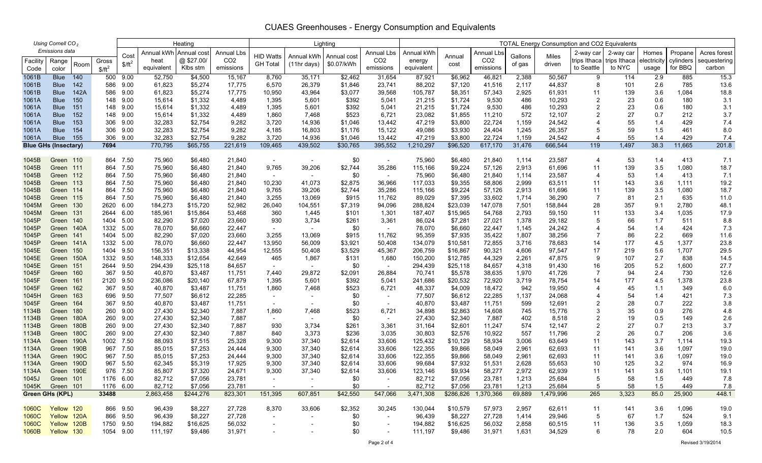# CUAES Greenhouses - Energy Consumption and Equivalents

| *Using Cornell $CO_2$ Emissions data* | | | | | Heating | | | Lighting | | | | TOTAL Energy Consumption and CO2 Equivalents | | | | | | | | | | |
|---|---|---|---|---|---|---|---|---|---|---|---|---|---|---|---|---|---|---|---|---|---|---|
| Facility Code | Range color | Room | Gross $/ft² | Cost $/ft² | Annual kWh heat equivalent | Annual cost @ $27.00/ Klbs stm | Annual Lbs CO2 emissions | HID Watts GH Total | Annual kWh (11hr days) | Annual cost $0.07/kWh | Annual Lbs CO2 emissions | Annual kWh energy equivalent | Annual cost | Annual Lbs CO2 emissions | Gallons of gas | Miles driven | 2-way car trips Ithaca to Seattle | 2-way car trips Ithaca to NYC | Homes electricity usage | Propane cylinders for BBQ | Acres forest sequestering carbon |
| 1061B | Blue | 140 | 500 | 9.00 | 52,750 | $4,500 | 15,167 | 8,760 | 35,171 | $2,462 | 31,654 | 87,921 | $6,962 | 46,821 | 2,388 | 50,567 | 9 | 114 | 2.9 | 885 | 15.3 |
| 1061B | Blue | 142 | 586 | 9.00 | 61,823 | $5,274 | 17,775 | 6,570 | 26,379 | $1,846 | 23,741 | 88,202 | $7,120 | 41,516 | 2,117 | 44,837 | 8 | 101 | 2.6 | 785 | 13.6 |
| 1061B | Blue | 142A | 586 | 9.00 | 61,823 | $5,274 | 17,775 | 10,950 | 43,964 | $3,077 | 39,568 | 105,787 | $8,351 | 57,343 | 2,925 | 61,931 | 11 | 139 | 3.6 | 1,084 | 18.8 |
| 1061A | Blue | 150 | 148 | 9.00 | 15,614 | $1,332 | 4,489 | 1,395 | 5,601 | $392 | 5,041 | 21,215 | $1,724 | 9,530 | 486 | 10,293 | 2 | 23 | 0.6 | 180 | 3.1 |
| 1061A | Blue | 151 | 148 | 9.00 | 15,614 | $1,332 | 4,489 | 1,395 | 5,601 | $392 | 5,041 | 21,215 | $1,724 | 9,530 | 486 | 10,293 | 2 | 23 | 0.6 | 180 | 3.1 |
| 1061A | Blue | 152 | 148 | 9.00 | 15,614 | $1,332 | 4,489 | 1,860 | 7,468 | $523 | 6,721 | 23,082 | $1,855 | 11,210 | 572 | 12,107 | 2 | 27 | 0.7 | 212 | 3.7 |
| 1061A | Blue | 153 | 306 | 9.00 | 32,283 | $2,754 | 9,282 | 3,720 | 14,936 | $1,046 | 13,442 | 47,219 | $3,800 | 22,724 | 1,159 | 24,542 | 4 | 55 | 1.4 | 429 | 7.4 |
| 1061A | Blue | 154 | 306 | 9.00 | 32,283 | $2,754 | 9,282 | 4,185 | 16,803 | $1,176 | 15,122 | 49,086 | $3,930 | 24,404 | 1,245 | 26,357 | 5 | 59 | 1.5 | 461 | 8.0 |
| 1061A | Blue | 155 | 306 | 9.00 | 32,283 | $2,754 | 9,282 | 3,720 | 14,936 | $1,046 | 13,442 | 47,219 | $3,800 | 22,724 | 1,159 | 24,542 | 4 | 55 | 1.4 | 429 | 7.4 |
| **Blue GHs (Insectary)** | | | **7694** | | **770,795** | **$65,755** | **221,619** | **109,465** | **439,502** | **$30,765** | **395,552** | **1,210,297** | **$96,520** | **617,170** | **31,476** | **666,544** | **119** | **1,497** | **38.3** | **11,665** | **201.8** |
| 1045B | Green | 110 | 864 | 7.50 | 75,960 | $6,480 | 21,840 | - | - | $0 | - | 75,960 | $6,480 | 21,840 | 1,114 | 23,587 | 4 | 53 | 1.4 | 413 | 7.1 |
| 1045B | Green | 111 | 864 | 7.50 | 75,960 | $6,480 | 21,840 | 9,765 | 39,206 | $2,744 | 35,286 | 115,166 | $9,224 | 57,126 | 2,913 | 61,696 | 11 | 139 | 3.5 | 1,080 | 18.7 |
| 1045B | Green | 112 | 864 | 7.50 | 75,960 | $6,480 | 21,840 | - | - | $0 | - | 75,960 | $6,480 | 21,840 | 1,114 | 23,587 | 4 | 53 | 1.4 | 413 | 7.1 |
| 1045B | Green | 113 | 864 | 7.50 | 75,960 | $6,480 | 21,840 | 10,230 | 41,073 | $2,875 | 36,966 | 117,033 | $9,355 | 58,806 | 2,999 | 63,511 | 11 | 143 | 3.6 | 1,111 | 19.2 |
| 1045B | Green | 114 | 864 | 7.50 | 75,960 | $6,480 | 21,840 | 9,765 | 39,206 | $2,744 | 35,286 | 115,166 | $9,224 | 57,126 | 2,913 | 61,696 | 11 | 139 | 3.5 | 1,080 | 18.7 |
| 1045B | Green | 115 | 864 | 7.50 | 75,960 | $6,480 | 21,840 | 3,255 | 13,069 | $915 | 11,762 | 89,029 | $7,395 | 33,602 | 1,714 | 36,290 | 7 | 81 | 2.1 | 635 | 11.0 |
| 1045M | Green | 130 | 2620 | 6.00 | 184,273 | $15,720 | 52,982 | 26,040 | 104,551 | $7,319 | 94,096 | 288,824 | $23,039 | 147,078 | 7,501 | 158,844 | 28 | 357 | 9.1 | 2,780 | 48.1 |
| 1045M | Green | 131 | 2644 | 6.00 | 185,961 | $15,864 | 53,468 | 360 | 1,445 | $101 | 1,301 | 187,407 | $15,965 | 54,768 | 2,793 | 59,150 | 11 | 133 | 3.4 | 1,035 | 17.9 |
| 1045P | Green | 140 | 1404 | 5.00 | 82,290 | $7,020 | 23,660 | 930 | 3,734 | $261 | 3,361 | 86,024 | $7,281 | 27,021 | 1,378 | 29,182 | 5 | 66 | 1.7 | 511 | 8.8 |
| 1045P | Green | 140A | 1332 | 5.00 | 78,070 | $6,660 | 22,447 | - | - | $0 | - | 78,070 | $6,660 | 22,447 | 1,145 | 24,242 | 4 | 54 | 1.4 | 424 | 7.3 |
| 1045P | Green | 141 | 1404 | 5.00 | 82,290 | $7,020 | 23,660 | 3,255 | 13,069 | $915 | 11,762 | 95,359 | $7,935 | 35,422 | 1,807 | 38,256 | 7 | 86 | 2.2 | 669 | 11.6 |
| 1045P | Green | 141A | 1332 | 5.00 | 78,070 | $6,660 | 22,447 | 13,950 | 56,009 | $3,921 | 50,408 | 134,079 | $10,581 | 72,855 | 3,716 | 78,683 | 14 | 177 | 4.5 | 1,377 | 23.8 |
| 1045E | Green | 150 | 1404 | 9.50 | 156,351 | $13,338 | 44,954 | 12,555 | 50,408 | $3,529 | 45,367 | 206,759 | $16,867 | 90,321 | 4,606 | 97,547 | 17 | 219 | 5.6 | 1,707 | 29.5 |
| 1045E | Green | 150A | 1332 | 9.50 | 148,333 | $12,654 | 42,649 | 465 | 1,867 | $131 | 1,680 | 150,200 | $12,785 | 44,329 | 2,261 | 47,875 | 9 | 107 | 2.7 | 838 | 14.5 |
| 1045E | Green | 151 | 2644 | 9.50 | 294,439 | $25,118 | 84,657 | - | - | $0 | - | 294,439 | $25,118 | 84,657 | 4,318 | 91,430 | 16 | 205 | 5.2 | 1,600 | 27.7 |
| 1045F | Green | 160 | 367 | 9.50 | 40,870 | $3,487 | 11,751 | 7,440 | 29,872 | $2,091 | 26,884 | 70,741 | $5,578 | 38,635 | 1,970 | 41,726 | 7 | 94 | 2.4 | 730 | 12.6 |
| 1045F | Green | 161 | 2120 | 9.50 | 236,086 | $20,140 | 67,879 | 1,395 | 5,601 | $392 | 5,041 | 241,686 | $20,532 | 72,920 | 3,719 | 78,754 | 14 | 177 | 4.5 | 1,378 | 23.8 |
| 1045F | Green | 162 | 367 | 9.50 | 40,870 | $3,487 | 11,751 | 1,860 | 7,468 | $523 | 6,721 | 48,337 | $4,009 | 18,472 | 942 | 19,950 | 4 | 45 | 1.1 | 349 | 6.0 |
| 1045H | Green | 163 | 696 | 9.50 | 77,507 | $6,612 | 22,285 | - | - | $0 | - | 77,507 | $6,612 | 22,285 | 1,137 | 24,068 | 4 | 54 | 1.4 | 421 | 7.3 |
| 1045F | Green | 164 | 367 | 9.50 | 40,870 | $3,487 | 11,751 | - | - | $0 | - | 40,870 | $3,487 | 11,751 | 599 | 12,691 | 2 | 28 | 0.7 | 222 | 3.8 |
| 1134B | Green | 180 | 260 | 9.00 | 27,430 | $2,340 | 7,887 | 1,860 | 7,468 | $523 | 6,721 | 34,898 | $2,863 | 14,608 | 745 | 15,776 | 3 | 35 | 0.9 | 276 | 4.8 |
| 1134B | Green | 180A | 260 | 9.00 | 27,430 | $2,340 | 7,887 | - | - | $0 | - | 27,430 | $2,340 | 7,887 | 402 | 8,518 | 2 | 19 | 0.5 | 149 | 2.6 |
| 1134B | Green | 180B | 260 | 9.00 | 27,430 | $2,340 | 7,887 | 930 | 3,734 | $261 | 3,361 | 31,164 | $2,601 | 11,247 | 574 | 12,147 | 2 | 27 | 0.7 | 213 | 3.7 |
| 1134B | Green | 180C | 260 | 9.00 | 27,430 | $2,340 | 7,887 | 840 | 3,373 | $236 | 3,035 | 30,803 | $2,576 | 10,922 | 557 | 11,796 | 2 | 26 | 0.7 | 206 | 3.6 |
| 1134A | Green | 190A | 1002 | 7.50 | 88,093 | $7,515 | 25,328 | 9,300 | 37,340 | $2,614 | 33,606 | 125,432 | $10,129 | 58,934 | 3,006 | 63,649 | 11 | 143 | 3.7 | 1,114 | 19.3 |
| 1134A | Green | 190B | 967 | 7.50 | 85,015 | $7,253 | 24,444 | 9,300 | 37,340 | $2,614 | 33,606 | 122,355 | $9,866 | 58,049 | 2,961 | 62,693 | 11 | 141 | 3.6 | 1,097 | 19.0 |
| 1134A | Green | 190C | 967 | 7.50 | 85,015 | $7,253 | 24,444 | 9,300 | 37,340 | $2,614 | 33,606 | 122,355 | $9,866 | 58,049 | 2,961 | 62,693 | 11 | 141 | 3.6 | 1,097 | 19.0 |
| 1134A | Green | 190D | 967 | 5.50 | 62,345 | $5,319 | 17,925 | 9,300 | 37,340 | $2,614 | 33,606 | 99,684 | $7,932 | 51,531 | 2,628 | 55,653 | 10 | 125 | 3.2 | 974 | 16.9 |
| 1134A | Green | 190E | 976 | 7.50 | 85,807 | $7,320 | 24,671 | 9,300 | 37,340 | $2,614 | 33,606 | 123,146 | $9,934 | 58,277 | 2,972 | 62,939 | 11 | 141 | 3.6 | 1,101 | 19.1 |
| 1045J | Green | 101 | 1176 | 6.00 | 82,712 | $7,056 | 23,781 | - | - | $0 | - | 82,712 | $7,056 | 23,781 | 1,213 | 25,684 | 5 | 58 | 1.5 | 449 | 7.8 |
| 1045K | Green | 101 | 1176 | 6.00 | 82,712 | $7,056 | 23,781 | - | - | $0 | - | 82,712 | $7,056 | 23,781 | 1,213 | 25,684 | 5 | 58 | 1.5 | 449 | 7.8 |
| **Green GHs (KPL)** | | | **33488** | | **2,863,458** | **$244,276** | **823,301** | **151,395** | **607,851** | **$42,550** | **547,066** | **3,471,308** | **$286,826** | **1,370,366** | **69,889** | **1,479,996** | **265** | **3,323** | **85.0** | **25,900** | **448.1** |
| 1060C | Yellow | 120 | 866 | 9.50 | 96,439 | $8,227 | 27,728 | 8,370 | 33,606 | $2,352 | 30,245 | 130,044 | $10,579 | 57,973 | 2,957 | 62,611 | 11 | 141 | 3.6 | 1,096 | 19.0 |
| 1060C | Yellow | 120A | 866 | 9.50 | 96,439 | $8,227 | 27,728 | - | - | $0 | - | 96,439 | $8,227 | 27,728 | 1,414 | 29,946 | 5 | 67 | 1.7 | 524 | 9.1 |
| 1060C | Yellow | 120B | 1750 | 9.50 | 194,882 | $16,625 | 56,032 | - | - | $0 | - | 194,882 | $16,625 | 56,032 | 2,858 | 60,515 | 11 | 136 | 3.5 | 1,059 | 18.3 |
| 1060B | Yellow | 130 | 1054 | 9.00 | 111,197 | $9,486 | 31,971 | - | - | $0 | - | 111,197 | $9,486 | 31,971 | 1,631 | 34,529 | 6 | 78 | 2.0 | 604 | 10.5 |

Revised 3/19/2014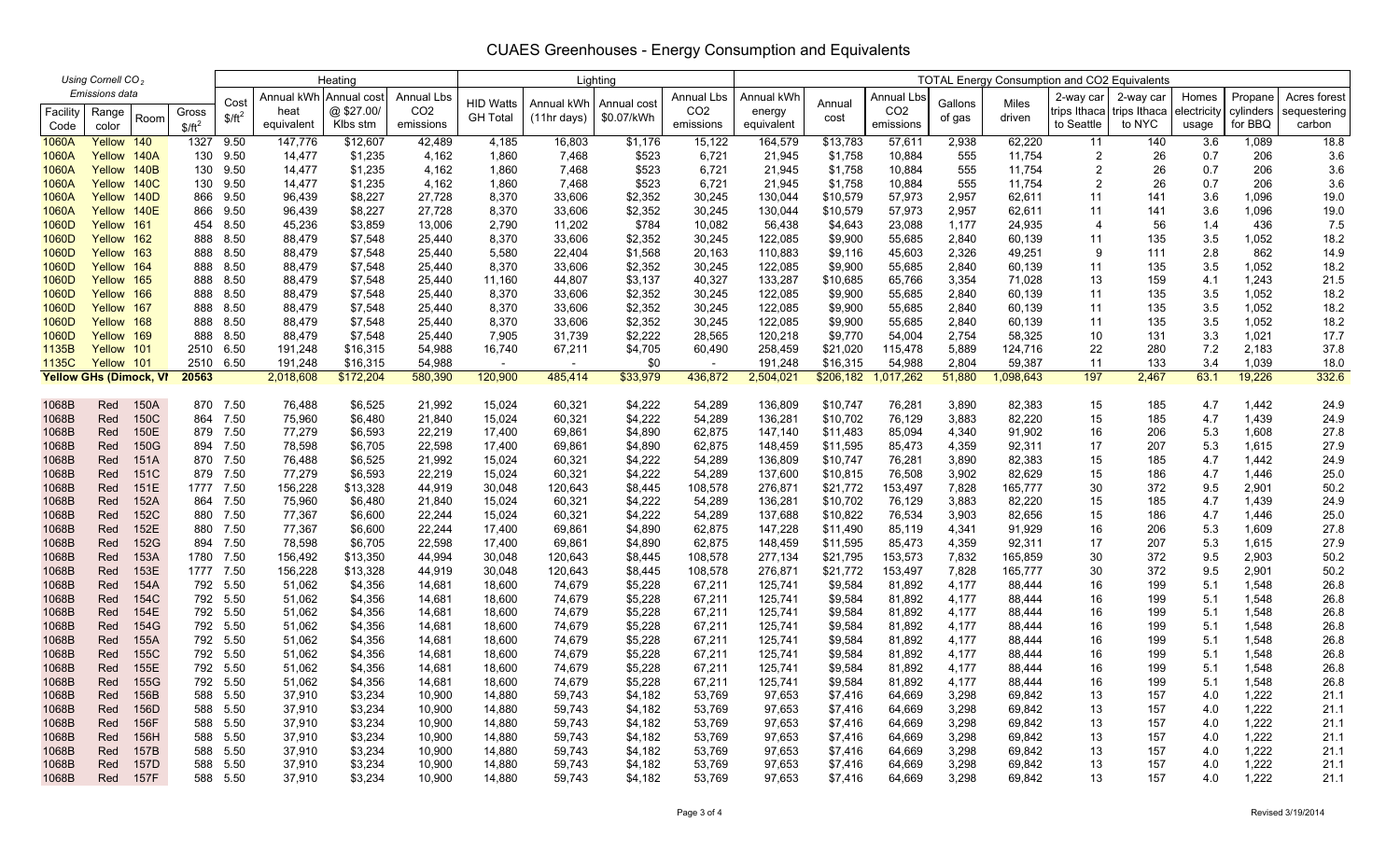# CUAES Greenhouses - Energy Consumption and Equivalents

| Using Cornell $CO_2$ Emissions data | | | | | Heating | | | | Lighting | | | | TOTAL Energy Consumption and CO2 Equivalents | | | | | | | | | | |
|---|---|---|---|---|---|---|---|---|---|---|---|---|---|---|---|---|---|---|---|---|---|---|---|
| Facility Code | Range color | Room | Gross $/ft² | Cost $/ft² | Annual kWh heat equivalent | Annual cost @ $27.00/ Klbs stm | Annual Lbs CO2 emissions | HID Watts GH Total | Annual kWh (11hr days) | Annual cost $0.07/kWh | Annual Lbs CO2 emissions | Annual kWh energy equivalent | Annual cost | Annual Lbs CO2 emissions | Gallons of gas | Miles driven | 2-way car trips Ithaca to Seattle | 2-way car trips Ithaca to NYC | Homes electricity usage | Propane cylinders for BBQ | Acres forest sequestering carbon |
| 1060A | Yellow | 140 | 1327 | 9.50 | 147,776 | $12,607 | 42,489 | 4,185 | 16,803 | $1,176 | 15,122 | 164,579 | $13,783 | 57,611 | 2,938 | 62,220 | 11 | 140 | 3.6 | 1,089 | 18.8 |
| 1060A | Yellow | 140A | 130 | 9.50 | 14,477 | $1,235 | 4,162 | 1,860 | 7,468 | $523 | 6,721 | 21,945 | $1,758 | 10,884 | 555 | 11,754 | 2 | 26 | 0.7 | 206 | 3.6 |
| 1060A | Yellow | 140B | 130 | 9.50 | 14,477 | $1,235 | 4,162 | 1,860 | 7,468 | $523 | 6,721 | 21,945 | $1,758 | 10,884 | 555 | 11,754 | 2 | 26 | 0.7 | 206 | 3.6 |
| 1060A | Yellow | 140C | 130 | 9.50 | 14,477 | $1,235 | 4,162 | 1,860 | 7,468 | $523 | 6,721 | 21,945 | $1,758 | 10,884 | 555 | 11,754 | 2 | 26 | 0.7 | 206 | 3.6 |
| 1060A | Yellow | 140D | 866 | 9.50 | 96,439 | $8,227 | 27,728 | 8,370 | 33,606 | $2,352 | 30,245 | 130,044 | $10,579 | 57,973 | 2,957 | 62,611 | 11 | 141 | 3.6 | 1,096 | 19.0 |
| 1060A | Yellow | 140E | 866 | 9.50 | 96,439 | $8,227 | 27,728 | 8,370 | 33,606 | $2,352 | 30,245 | 130,044 | $10,579 | 57,973 | 2,957 | 62,611 | 11 | 141 | 3.6 | 1,096 | 19.0 |
| 1060D | Yellow | 161 | 454 | 8.50 | 45,236 | $3,859 | 13,006 | 2,790 | 11,202 | $784 | 10,082 | 56,438 | $4,643 | 23,088 | 1,177 | 24,935 | 4 | 56 | 1.4 | 436 | 7.5 |
| 1060D | Yellow | 162 | 888 | 8.50 | 88,479 | $7,548 | 25,440 | 8,370 | 33,606 | $2,352 | 30,245 | 122,085 | $9,900 | 55,685 | 2,840 | 60,139 | 11 | 135 | 3.5 | 1,052 | 18.2 |
| 1060D | Yellow | 163 | 888 | 8.50 | 88,479 | $7,548 | 25,440 | 5,580 | 22,404 | $1,568 | 20,163 | 110,883 | $9,116 | 45,603 | 2,326 | 49,251 | 9 | 111 | 2.8 | 862 | 14.9 |
| 1060D | Yellow | 164 | 888 | 8.50 | 88,479 | $7,548 | 25,440 | 8,370 | 33,606 | $2,352 | 30,245 | 122,085 | $9,900 | 55,685 | 2,840 | 60,139 | 11 | 135 | 3.5 | 1,052 | 18.2 |
| 1060D | Yellow | 165 | 888 | 8.50 | 88,479 | $7,548 | 25,440 | 11,160 | 44,807 | $3,137 | 40,327 | 133,287 | $10,685 | 65,766 | 3,354 | 71,028 | 13 | 159 | 4.1 | 1,243 | 21.5 |
| 1060D | Yellow | 166 | 888 | 8.50 | 88,479 | $7,548 | 25,440 | 8,370 | 33,606 | $2,352 | 30,245 | 122,085 | $9,900 | 55,685 | 2,840 | 60,139 | 11 | 135 | 3.5 | 1,052 | 18.2 |
| 1060D | Yellow | 167 | 888 | 8.50 | 88,479 | $7,548 | 25,440 | 8,370 | 33,606 | $2,352 | 30,245 | 122,085 | $9,900 | 55,685 | 2,840 | 60,139 | 11 | 135 | 3.5 | 1,052 | 18.2 |
| 1060D | Yellow | 168 | 888 | 8.50 | 88,479 | $7,548 | 25,440 | 8,370 | 33,606 | $2,352 | 30,245 | 122,085 | $9,900 | 55,685 | 2,840 | 60,139 | 11 | 135 | 3.5 | 1,052 | 18.2 |
| 1060D | Yellow | 169 | 888 | 8.50 | 88,479 | $7,548 | 25,440 | 7,905 | 31,739 | $2,222 | 28,565 | 120,218 | $9,770 | 54,004 | 2,754 | 58,325 | 10 | 131 | 3.3 | 1,021 | 17.7 |
| 1135B | Yellow | 101 | 2510 | 6.50 | 191,248 | $16,315 | 54,988 | 16,740 | 67,211 | $4,705 | 60,490 | 258,459 | $21,020 | 115,478 | 5,889 | 124,716 | 22 | 280 | 7.2 | 2,183 | 37.8 |
| 1135C | Yellow | 101 | 2510 | 6.50 | 191,248 | $16,315 | 54,988 | - | - | $0 | - | 191,248 | $16,315 | 54,988 | 2,804 | 59,387 | 11 | 133 | 3.4 | 1,039 | 18.0 |
| **Yellow GHs (Dimock, Vl** | | | **20563** | | **2,018,608** | **$172,204** | **580,390** | **120,900** | **485,414** | **$33,979** | **436,872** | **2,504,021** | **$206,182** | **1,017,262** | **51,880** | **1,098,643** | **197** | **2,467** | **63.1** | **19,226** | **332.6** |
| | | | | | | | | | | | | | | | | | | | | | |
| 1068B | Red | 150A | 870 | 7.50 | 76,488 | $6,525 | 21,992 | 15,024 | 60,321 | $4,222 | 54,289 | 136,809 | $10,747 | 76,281 | 3,890 | 82,383 | 15 | 185 | 4.7 | 1,442 | 24.9 |
| 1068B | Red | 150C | 864 | 7.50 | 75,960 | $6,480 | 21,840 | 15,024 | 60,321 | $4,222 | 54,289 | 136,281 | $10,702 | 76,129 | 3,883 | 82,220 | 15 | 185 | 4.7 | 1,439 | 24.9 |
| 1068B | Red | 150E | 879 | 7.50 | 77,279 | $6,593 | 22,219 | 17,400 | 69,861 | $4,890 | 62,875 | 147,140 | $11,483 | 85,094 | 4,340 | 91,902 | 16 | 206 | 5.3 | 1,608 | 27.8 |
| 1068B | Red | 150G | 894 | 7.50 | 78,598 | $6,705 | 22,598 | 17,400 | 69,861 | $4,890 | 62,875 | 148,459 | $11,595 | 85,473 | 4,359 | 92,311 | 17 | 207 | 5.3 | 1,615 | 27.9 |
| 1068B | Red | 151A | 870 | 7.50 | 76,488 | $6,525 | 21,992 | 15,024 | 60,321 | $4,222 | 54,289 | 136,809 | $10,747 | 76,281 | 3,890 | 82,383 | 15 | 185 | 4.7 | 1,442 | 24.9 |
| 1068B | Red | 151C | 879 | 7.50 | 77,279 | $6,593 | 22,219 | 15,024 | 60,321 | $4,222 | 54,289 | 137,600 | $10,815 | 76,508 | 3,902 | 82,629 | 15 | 186 | 4.7 | 1,446 | 25.0 |
| 1068B | Red | 151E | 1777 | 7.50 | 156,228 | $13,328 | 44,919 | 30,048 | 120,643 | $8,445 | 108,578 | 276,871 | $21,772 | 153,497 | 7,828 | 165,777 | 30 | 372 | 9.5 | 2,901 | 50.2 |
| 1068B | Red | 152A | 864 | 7.50 | 75,960 | $6,480 | 21,840 | 15,024 | 60,321 | $4,222 | 54,289 | 136,281 | $10,702 | 76,129 | 3,883 | 82,220 | 15 | 185 | 4.7 | 1,439 | 24.9 |
| 1068B | Red | 152C | 880 | 7.50 | 77,367 | $6,600 | 22,244 | 15,024 | 60,321 | $4,222 | 54,289 | 137,688 | $10,822 | 76,534 | 3,903 | 82,656 | 15 | 186 | 4.7 | 1,446 | 25.0 |
| 1068B | Red | 152E | 880 | 7.50 | 77,367 | $6,600 | 22,244 | 17,400 | 69,861 | $4,890 | 62,875 | 147,228 | $11,490 | 85,119 | 4,341 | 91,929 | 16 | 206 | 5.3 | 1,609 | 27.8 |
| 1068B | Red | 152G | 894 | 7.50 | 78,598 | $6,705 | 22,598 | 17,400 | 69,861 | $4,890 | 62,875 | 148,459 | $11,595 | 85,473 | 4,359 | 92,311 | 17 | 207 | 5.3 | 1,615 | 27.9 |
| 1068B | Red | 153A | 1780 | 7.50 | 156,492 | $13,350 | 44,994 | 30,048 | 120,643 | $8,445 | 108,578 | 277,134 | $21,795 | 153,573 | 7,832 | 165,859 | 30 | 372 | 9.5 | 2,903 | 50.2 |
| 1068B | Red | 153E | 1777 | 7.50 | 156,228 | $13,328 | 44,919 | 30,048 | 120,643 | $8,445 | 108,578 | 276,871 | $21,772 | 153,497 | 7,828 | 165,777 | 30 | 372 | 9.5 | 2,901 | 50.2 |
| 1068B | Red | 154A | 792 | 5.50 | 51,062 | $4,356 | 14,681 | 18,600 | 74,679 | $5,228 | 67,211 | 125,741 | $9,584 | 81,892 | 4,177 | 88,444 | 16 | 199 | 5.1 | 1,548 | 26.8 |
| 1068B | Red | 154C | 792 | 5.50 | 51,062 | $4,356 | 14,681 | 18,600 | 74,679 | $5,228 | 67,211 | 125,741 | $9,584 | 81,892 | 4,177 | 88,444 | 16 | 199 | 5.1 | 1,548 | 26.8 |
| 1068B | Red | 154E | 792 | 5.50 | 51,062 | $4,356 | 14,681 | 18,600 | 74,679 | $5,228 | 67,211 | 125,741 | $9,584 | 81,892 | 4,177 | 88,444 | 16 | 199 | 5.1 | 1,548 | 26.8 |
| 1068B | Red | 154G | 792 | 5.50 | 51,062 | $4,356 | 14,681 | 18,600 | 74,679 | $5,228 | 67,211 | 125,741 | $9,584 | 81,892 | 4,177 | 88,444 | 16 | 199 | 5.1 | 1,548 | 26.8 |
| 1068B | Red | 155A | 792 | 5.50 | 51,062 | $4,356 | 14,681 | 18,600 | 74,679 | $5,228 | 67,211 | 125,741 | $9,584 | 81,892 | 4,177 | 88,444 | 16 | 199 | 5.1 | 1,548 | 26.8 |
| 1068B | Red | 155C | 792 | 5.50 | 51,062 | $4,356 | 14,681 | 18,600 | 74,679 | $5,228 | 67,211 | 125,741 | $9,584 | 81,892 | 4,177 | 88,444 | 16 | 199 | 5.1 | 1,548 | 26.8 |
| 1068B | Red | 155E | 792 | 5.50 | 51,062 | $4,356 | 14,681 | 18,600 | 74,679 | $5,228 | 67,211 | 125,741 | $9,584 | 81,892 | 4,177 | 88,444 | 16 | 199 | 5.1 | 1,548 | 26.8 |
| 1068B | Red | 155G | 792 | 5.50 | 51,062 | $4,356 | 14,681 | 18,600 | 74,679 | $5,228 | 67,211 | 125,741 | $9,584 | 81,892 | 4,177 | 88,444 | 16 | 199 | 5.1 | 1,548 | 26.8 |
| 1068B | Red | 156B | 588 | 5.50 | 37,910 | $3,234 | 10,900 | 14,880 | 59,743 | $4,182 | 53,769 | 97,653 | $7,416 | 64,669 | 3,298 | 69,842 | 13 | 157 | 4.0 | 1,222 | 21.1 |
| 1068B | Red | 156D | 588 | 5.50 | 37,910 | $3,234 | 10,900 | 14,880 | 59,743 | $4,182 | 53,769 | 97,653 | $7,416 | 64,669 | 3,298 | 69,842 | 13 | 157 | 4.0 | 1,222 | 21.1 |
| 1068B | Red | 156F | 588 | 5.50 | 37,910 | $3,234 | 10,900 | 14,880 | 59,743 | $4,182 | 53,769 | 97,653 | $7,416 | 64,669 | 3,298 | 69,842 | 13 | 157 | 4.0 | 1,222 | 21.1 |
| 1068B | Red | 156H | 588 | 5.50 | 37,910 | $3,234 | 10,900 | 14,880 | 59,743 | $4,182 | 53,769 | 97,653 | $7,416 | 64,669 | 3,298 | 69,842 | 13 | 157 | 4.0 | 1,222 | 21.1 |
| 1068B | Red | 157B | 588 | 5.50 | 37,910 | $3,234 | 10,900 | 14,880 | 59,743 | $4,182 | 53,769 | 97,653 | $7,416 | 64,669 | 3,298 | 69,842 | 13 | 157 | 4.0 | 1,222 | 21.1 |
| 1068B | Red | 157D | 588 | 5.50 | 37,910 | $3,234 | 10,900 | 14,880 | 59,743 | $4,182 | 53,769 | 97,653 | $7,416 | 64,669 | 3,298 | 69,842 | 13 | 157 | 4.0 | 1,222 | 21.1 |
| 1068B | Red | 157F | 588 | 5.50 | 37,910 | $3,234 | 10,900 | 14,880 | 59,743 | $4,182 | 53,769 | 97,653 | $7,416 | 64,669 | 3,298 | 69,842 | 13 | 157 | 4.0 | 1,222 | 21.1 |

Revised 3/19/2014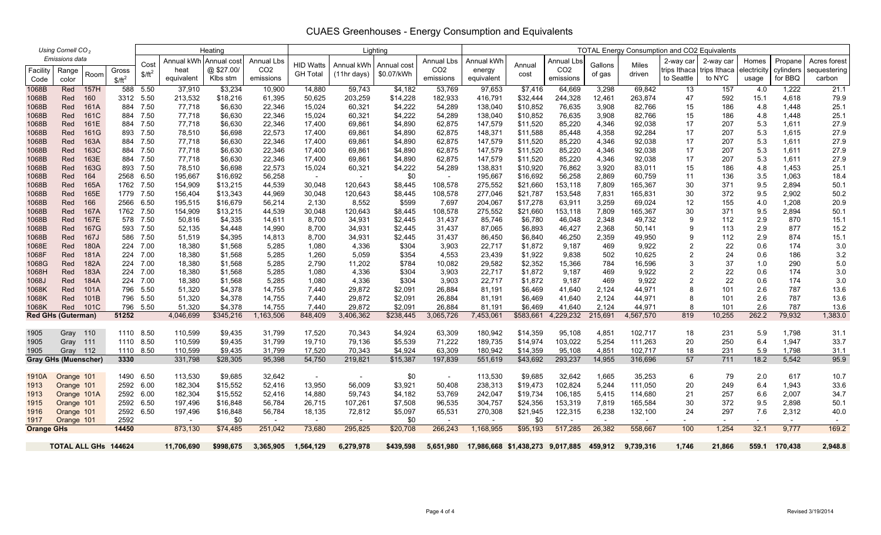# CUAES Greenhouses - Energy Consumption and Equivalents

| *Using Cornell $CO_2$ Emissions data* | | | | Heating | | | | Lighting | | | | TOTAL Energy Consumption and CO2 Equivalents | | | | | | | | | | |
|---|---|---|---|---|---|---|---|---|---|---|---|---|---|---|---|---|---|---|---|---|---|---|
| Facility Code | Range color | Room | Gross $/ft² | Cost $/ft² | Annual kWh heat equivalent | Annual cost @ $27.00/ Klbs stm | Annual Lbs CO2 emissions | HID Watts GH Total | Annual kWh (11hr days) | Annual cost $0.07/kWh | Annual Lbs CO2 emissions | Annual kWh energy equivalent | Annual cost | Annual Lbs CO2 emissions | Gallons of gas | Miles driven | 2-way car trips Ithaca to Seattle | 2-way car trips Ithaca to NYC | Homes electricity usage | Propane cylinders for BBQ | Acres forest sequestering carbon |
| 1068B | Red | 157H | 588 | 5.50 | 37,910 | $3,234 | 10,900 | 14,880 | 59,743 | $4,182 | 53,769 | 97,653 | $7,416 | 64,669 | 3,298 | 69,842 | 13 | 157 | 4.0 | 1,222 | 21.1 |
| 1068B | Red | 160 | 3312 | 5.50 | 213,532 | $18,216 | 61,395 | 50,625 | 203,259 | $14,228 | 182,933 | 416,791 | $32,444 | 244,328 | 12,461 | 263,874 | 47 | 592 | 15.1 | 4,618 | 79.9 |
| 1068B | Red | 161A | 884 | 7.50 | 77,718 | $6,630 | 22,346 | 15,024 | 60,321 | $4,222 | 54,289 | 138,040 | $10,852 | 76,635 | 3,908 | 82,766 | 15 | 186 | 4.8 | 1,448 | 25.1 |
| 1068B | Red | 161C | 884 | 7.50 | 77,718 | $6,630 | 22,346 | 15,024 | 60,321 | $4,222 | 54,289 | 138,040 | $10,852 | 76,635 | 3,908 | 82,766 | 15 | 186 | 4.8 | 1,448 | 25.1 |
| 1068B | Red | 161E | 884 | 7.50 | 77,718 | $6,630 | 22,346 | 17,400 | 69,861 | $4,890 | 62,875 | 147,579 | $11,520 | 85,220 | 4,346 | 92,038 | 17 | 207 | 5.3 | 1,611 | 27.9 |
| 1068B | Red | 161G | 893 | 7.50 | 78,510 | $6,698 | 22,573 | 17,400 | 69,861 | $4,890 | 62,875 | 148,371 | $11,588 | 85,448 | 4,358 | 92,284 | 17 | 207 | 5.3 | 1,615 | 27.9 |
| 1068B | Red | 163A | 884 | 7.50 | 77,718 | $6,630 | 22,346 | 17,400 | 69,861 | $4,890 | 62,875 | 147,579 | $11,520 | 85,220 | 4,346 | 92,038 | 17 | 207 | 5.3 | 1,611 | 27.9 |
| 1068B | Red | 163C | 884 | 7.50 | 77,718 | $6,630 | 22,346 | 17,400 | 69,861 | $4,890 | 62,875 | 147,579 | $11,520 | 85,220 | 4,346 | 92,038 | 17 | 207 | 5.3 | 1,611 | 27.9 |
| 1068B | Red | 163E | 884 | 7.50 | 77,718 | $6,630 | 22,346 | 17,400 | 69,861 | $4,890 | 62,875 | 147,579 | $11,520 | 85,220 | 4,346 | 92,038 | 17 | 207 | 5.3 | 1,611 | 27.9 |
| 1068B | Red | 163G | 893 | 7.50 | 78,510 | $6,698 | 22,573 | 15,024 | 60,321 | $4,222 | 54,289 | 138,831 | $10,920 | 76,862 | 3,920 | 83,011 | 15 | 186 | 4.8 | 1,453 | 25.1 |
| 1068B | Red | 164 | 2568 | 6.50 | 195,667 | $16,692 | 56,258 | - | - | $0 | - | 195,667 | $16,692 | 56,258 | 2,869 | 60,759 | 11 | 136 | 3.5 | 1,063 | 18.4 |
| 1068B | Red | 165A | 1762 | 7.50 | 154,909 | $13,215 | 44,539 | 30,048 | 120,643 | $8,445 | 108,578 | 275,552 | $21,660 | 153,118 | 7,809 | 165,367 | 30 | 371 | 9.5 | 2,894 | 50.1 |
| 1068B | Red | 165E | 1779 | 7.50 | 156,404 | $13,343 | 44,969 | 30,048 | 120,643 | $8,445 | 108,578 | 277,046 | $21,787 | 153,548 | 7,831 | 165,831 | 30 | 372 | 9.5 | 2,902 | 50.2 |
| 1068B | Red | 166 | 2566 | 6.50 | 195,515 | $16,679 | 56,214 | 2,130 | 8,552 | $599 | 7,697 | 204,067 | $17,278 | 63,911 | 3,259 | 69,024 | 12 | 155 | 4.0 | 1,208 | 20.9 |
| 1068B | Red | 167A | 1762 | 7.50 | 154,909 | $13,215 | 44,539 | 30,048 | 120,643 | $8,445 | 108,578 | 275,552 | $21,660 | 153,118 | 7,809 | 165,367 | 30 | 371 | 9.5 | 2,894 | 50.1 |
| 1068B | Red | 167E | 578 | 7.50 | 50,816 | $4,335 | 14,611 | 8,700 | 34,931 | $2,445 | 31,437 | 85,746 | $6,780 | 46,048 | 2,348 | 49,732 | 9 | 112 | 2.9 | 870 | 15.1 |
| 1068B | Red | 167G | 593 | 7.50 | 52,135 | $4,448 | 14,990 | 8,700 | 34,931 | $2,445 | 31,437 | 87,065 | $6,893 | 46,427 | 2,368 | 50,141 | 9 | 113 | 2.9 | 877 | 15.2 |
| 1068B | Red | 167J | 586 | 7.50 | 51,519 | $4,395 | 14,813 | 8,700 | 34,931 | $2,445 | 31,437 | 86,450 | $6,840 | 46,250 | 2,359 | 49,950 | 9 | 112 | 2.9 | 874 | 15.1 |
| 1068E | Red | 180A | 224 | 7.00 | 18,380 | $1,568 | 5,285 | 1,080 | 4,336 | $304 | 3,903 | 22,717 | $1,872 | 9,187 | 469 | 9,922 | 2 | 22 | 0.6 | 174 | 3.0 |
| 1068F | Red | 181A | 224 | 7.00 | 18,380 | $1,568 | 5,285 | 1,260 | 5,059 | $354 | 4,553 | 23,439 | $1,922 | 9,838 | 502 | 10,625 | 2 | 24 | 0.6 | 186 | 3.2 |
| 1068G | Red | 182A | 224 | 7.00 | 18,380 | $1,568 | 5,285 | 2,790 | 11,202 | $784 | 10,082 | 29,582 | $2,352 | 15,366 | 784 | 16,596 | 3 | 37 | 1.0 | 290 | 5.0 |
| 1068H | Red | 183A | 224 | 7.00 | 18,380 | $1,568 | 5,285 | 1,080 | 4,336 | $304 | 3,903 | 22,717 | $1,872 | 9,187 | 469 | 9,922 | 2 | 22 | 0.6 | 174 | 3.0 |
| 1068J | Red | 184A | 224 | 7.00 | 18,380 | $1,568 | 5,285 | 1,080 | 4,336 | $304 | 3,903 | 22,717 | $1,872 | 9,187 | 469 | 9,922 | 2 | 22 | 0.6 | 174 | 3.0 |
| 1068K | Red | 101A | 796 | 5.50 | 51,320 | $4,378 | 14,755 | 7,440 | 29,872 | $2,091 | 26,884 | 81,191 | $6,469 | 41,640 | 2,124 | 44,971 | 8 | 101 | 2.6 | 787 | 13.6 |
| 1068K | Red | 101B | 796 | 5.50 | 51,320 | $4,378 | 14,755 | 7,440 | 29,872 | $2,091 | 26,884 | 81,191 | $6,469 | 41,640 | 2,124 | 44,971 | 8 | 101 | 2.6 | 787 | 13.6 |
| 1068K | Red | 101C | 796 | 5.50 | 51,320 | $4,378 | 14,755 | 7,440 | 29,872 | $2,091 | 26,884 | 81,191 | $6,469 | 41,640 | 2,124 | 44,971 | 8 | 101 | 2.6 | 787 | 13.6 |
| **Red GHs (Guterman)** | | | **51252** | | **4,046,699** | **$345,216** | **1,163,506** | **848,409** | **3,406,362** | **$238,445** | **3,065,726** | **7,453,061** | **$583,661** | **4,229,232** | **215,691** | **4,567,570** | **819** | **10,255** | **262.2** | **79,932** | **1,383.0** |
| | | | | | | | | | | | | | | | | | | | | | |
| 1905 | Gray | 110 | 1110 | 8.50 | 110,599 | $9,435 | 31,799 | 17,520 | 70,343 | $4,924 | 63,309 | 180,942 | $14,359 | 95,108 | 4,851 | 102,717 | 18 | 231 | 5.9 | 1,798 | 31.1 |
| 1905 | Gray | 111 | 1110 | 8.50 | 110,599 | $9,435 | 31,799 | 19,710 | 79,136 | $5,539 | 71,222 | 189,735 | $14,974 | 103,022 | 5,254 | 111,263 | 20 | 250 | 6.4 | 1,947 | 33.7 |
| 1905 | Gray | 112 | 1110 | 8.50 | 110,599 | $9,435 | 31,799 | 17,520 | 70,343 | $4,924 | 63,309 | 180,942 | $14,359 | 95,108 | 4,851 | 102,717 | 18 | 231 | 5.9 | 1,798 | 31.1 |
| **Gray GHs (Muenscher)** | | | **3330** | | **331,798** | **$28,305** | **95,398** | **54,750** | **219,821** | **$15,387** | **197,839** | **551,619** | **$43,692** | **293,237** | **14,955** | **316,696** | **57** | **711** | **18.2** | **5,542** | **95.9** |
| | | | | | | | | | | | | | | | | | | | | | |
| 1910A | Orange | 101 | 1490 | 6.50 | 113,530 | $9,685 | 32,642 | - | - | $0 | - | 113,530 | $9,685 | 32,642 | 1,665 | 35,253 | 6 | 79 | 2.0 | 617 | 10.7 |
| 1913 | Orange | 101 | 2592 | 6.00 | 182,304 | $15,552 | 52,416 | 13,950 | 56,009 | $3,921 | 50,408 | 238,313 | $19,473 | 102,824 | 5,244 | 111,050 | 20 | 249 | 6.4 | 1,943 | 33.6 |
| 1913 | Orange | 101A | 2592 | 6.00 | 182,304 | $15,552 | 52,416 | 14,880 | 59,743 | $4,182 | 53,769 | 242,047 | $19,734 | 106,185 | 5,415 | 114,680 | 21 | 257 | 6.6 | 2,007 | 34.7 |
| 1915 | Orange | 101 | 2592 | 6.50 | 197,496 | $16,848 | 56,784 | 26,715 | 107,261 | $7,508 | 96,535 | 304,757 | $24,356 | 153,319 | 7,819 | 165,584 | 30 | 372 | 9.5 | 2,898 | 50.1 |
| 1916 | Orange | 101 | 2592 | 6.50 | 197,496 | $16,848 | 56,784 | 18,135 | 72,812 | $5,097 | 65,531 | 270,308 | $21,945 | 122,315 | 6,238 | 132,100 | 24 | 297 | 7.6 | 2,312 | 40.0 |
| 1917 | Orange | 101 | 2592 | | - | $0 | - | - | - | $0 | - | - | $0 | - | - | - | - | - | - | - | - |
| **Orange GHs** | | | **14450** | | **873,130** | **$74,485** | **251,042** | **73,680** | **295,825** | **$20,708** | **266,243** | **1,168,955** | **$95,193** | **517,285** | **26,382** | **558,667** | **100** | **1,254** | **32.1** | **9,777** | **169.2** |
| | | | | | | | | | | | | | | | | | | | | | |
| **TOTAL ALL GHs** | | | **144624** | | **11,706,690** | **$998,675** | **3,365,905** | **1,564,129** | **6,279,978** | **$439,598** | **5,651,980** | **17,986,668** | **$1,438,273** | **9,017,885** | **459,912** | **9,739,316** | **1,746** | **21,866** | **559.1** | **170,438** | **2,948.8** |

Revised 3/19/2014